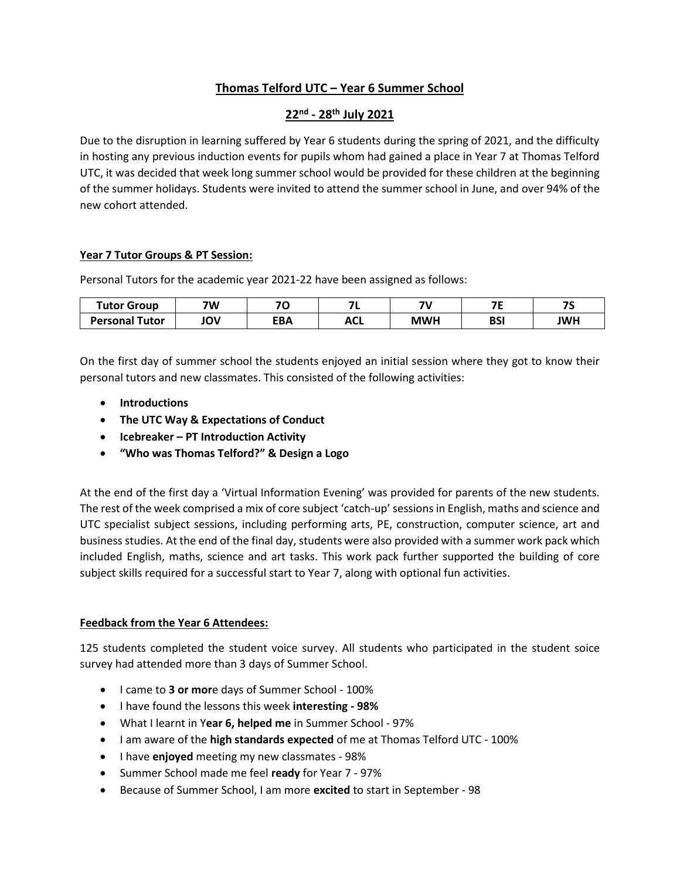# Thomas Telford UTC – Year 6 Summer School

## 22nd - 28th July 2021

Due to the disruption in learning suffered by Year 6 students during the spring of 2021, and the difficulty in hosting any previous induction events for pupils whom had gained a place in Year 7 at Thomas Telford UTC, it was decided that week long summer school would be provided for these children at the beginning of the summer holidays. Students were invited to attend the summer school in June, and over 94% of the new cohort attended.

### Year 7 Tutor Groups & PT Session:

Personal Tutors for the academic year 2021-22 have been assigned as follows:

| Tutor Group | 7W | 7O | 7L | 7V | 7E | 7S |
|---|---|---|---|---|---|---|
| Personal Tutor | JOV | EBA | ACL | MWH | BSI | JWH |

On the first day of summer school the students enjoyed an initial session where they got to know their personal tutors and new classmates. This consisted of the following activities:

- **Introductions**
- **The UTC Way & Expectations of Conduct**
- **Icebreaker – PT Introduction Activity**
- **"Who was Thomas Telford?" & Design a Logo**

At the end of the first day a 'Virtual Information Evening' was provided for parents of the new students. The rest of the week comprised a mix of core subject 'catch-up' sessions in English, maths and science and UTC specialist subject sessions, including performing arts, PE, construction, computer science, art and business studies. At the end of the final day, students were also provided with a summer work pack which included English, maths, science and art tasks. This work pack further supported the building of core subject skills required for a successful start to Year 7, along with optional fun activities.

### Feedback from the Year 6 Attendees:

125 students completed the student voice survey. All students who participated in the student soice survey had attended more than 3 days of Summer School.

- I came to **3 or mor**e days of Summer School - 100%
- I have found the lessons this week **interesting - 98%**
- What I learnt in Y**ear 6, helped me** in Summer School - 97%
- I am aware of the **high standards expected** of me at Thomas Telford UTC - 100%
- I have **enjoyed** meeting my new classmates - 98%
- Summer School made me feel **ready** for Year 7 - 97%
- Because of Summer School, I am more **excited** to start in September - 98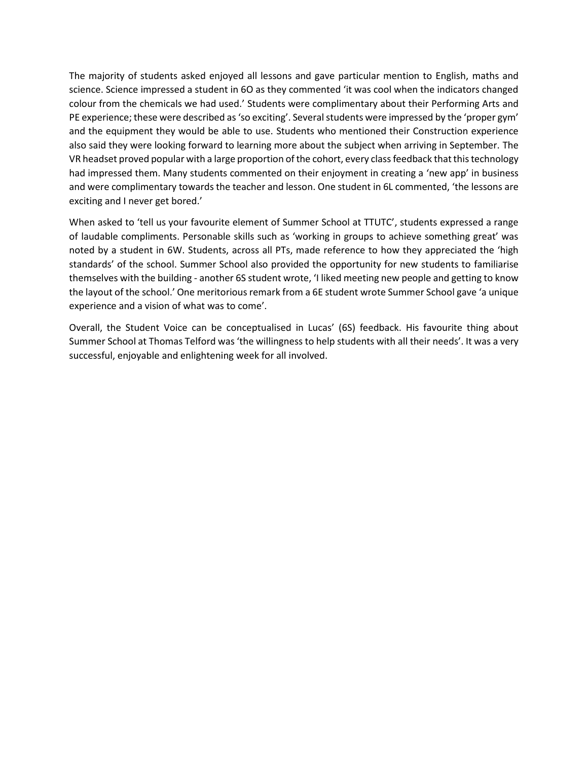The majority of students asked enjoyed all lessons and gave particular mention to English, maths and science. Science impressed a student in 6O as they commented 'it was cool when the indicators changed colour from the chemicals we had used.' Students were complimentary about their Performing Arts and PE experience; these were described as 'so exciting'. Several students were impressed by the 'proper gym' and the equipment they would be able to use. Students who mentioned their Construction experience also said they were looking forward to learning more about the subject when arriving in September. The VR headset proved popular with a large proportion of the cohort, every class feedback that this technology had impressed them. Many students commented on their enjoyment in creating a 'new app' in business and were complimentary towards the teacher and lesson. One student in 6L commented, 'the lessons are exciting and I never get bored.'

When asked to 'tell us your favourite element of Summer School at TTUTC', students expressed a range of laudable compliments. Personable skills such as 'working in groups to achieve something great' was noted by a student in 6W. Students, across all PTs, made reference to how they appreciated the 'high standards' of the school. Summer School also provided the opportunity for new students to familiarise themselves with the building - another 6S student wrote, 'I liked meeting new people and getting to know the layout of the school.' One meritorious remark from a 6E student wrote Summer School gave 'a unique experience and a vision of what was to come'.

Overall, the Student Voice can be conceptualised in Lucas' (6S) feedback. His favourite thing about Summer School at Thomas Telford was 'the willingness to help students with all their needs'. It was a very successful, enjoyable and enlightening week for all involved.